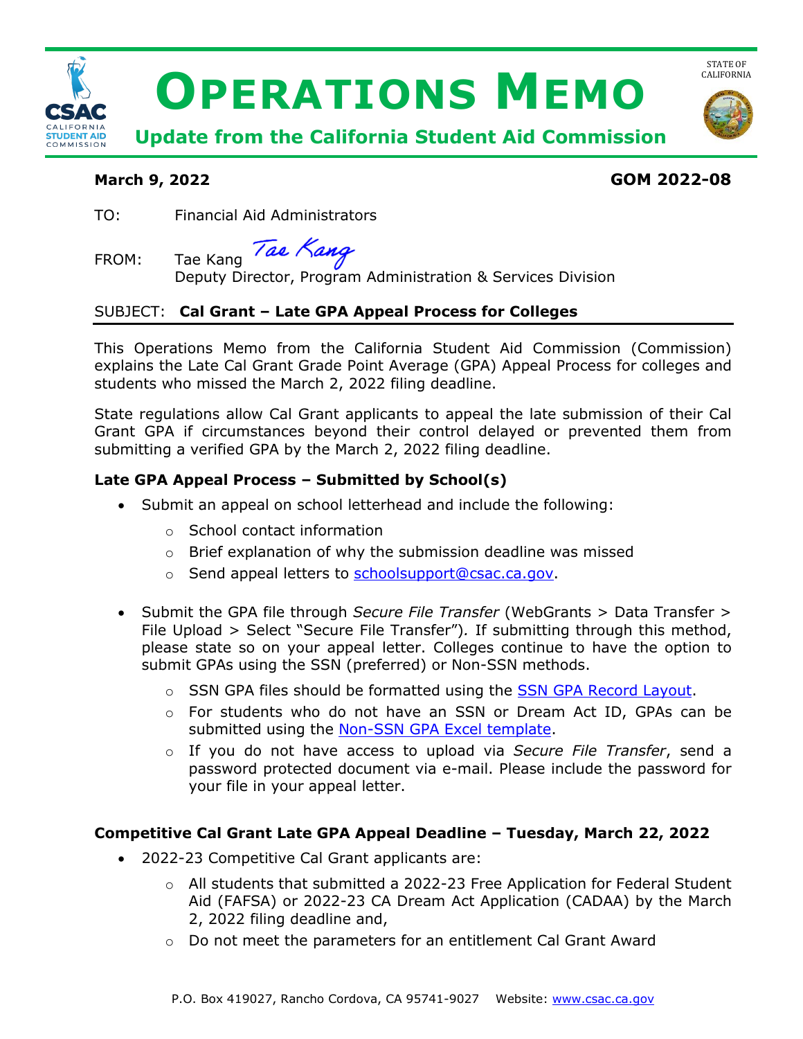# OPERATIONS MEMO

## Update from the California Student Aid Commission

STATE OF CALIFORNIA

**March 9, 2022** **GOM 2022-08**

TO: Financial Aid Administrators

FROM: Tae Kang
Deputy Director, Program Administration & Services Division

SUBJECT: **Cal Grant – Late GPA Appeal Process for Colleges**

This Operations Memo from the California Student Aid Commission (Commission) explains the Late Cal Grant Grade Point Average (GPA) Appeal Process for colleges and students who missed the March 2, 2022 filing deadline.

State regulations allow Cal Grant applicants to appeal the late submission of their Cal Grant GPA if circumstances beyond their control delayed or prevented them from submitting a verified GPA by the March 2, 2022 filing deadline.

### Late GPA Appeal Process – Submitted by School(s)

- Submit an appeal on school letterhead and include the following:
  - School contact information
  - Brief explanation of why the submission deadline was missed
  - Send appeal letters to schoolsupport@csac.ca.gov.
- Submit the GPA file through *Secure File Transfer* (WebGrants > Data Transfer > File Upload > Select "Secure File Transfer"). If submitting through this method, please state so on your appeal letter. Colleges continue to have the option to submit GPAs using the SSN (preferred) or Non-SSN methods.
  - SSN GPA files should be formatted using the SSN GPA Record Layout.
  - For students who do not have an SSN or Dream Act ID, GPAs can be submitted using the Non-SSN GPA Excel template.
  - If you do not have access to upload via *Secure File Transfer*, send a password protected document via e-mail. Please include the password for your file in your appeal letter.

### Competitive Cal Grant Late GPA Appeal Deadline – Tuesday, March 22, 2022

- 2022-23 Competitive Cal Grant applicants are:
  - All students that submitted a 2022-23 Free Application for Federal Student Aid (FAFSA) or 2022-23 CA Dream Act Application (CADAA) by the March 2, 2022 filing deadline and,
  - Do not meet the parameters for an entitlement Cal Grant Award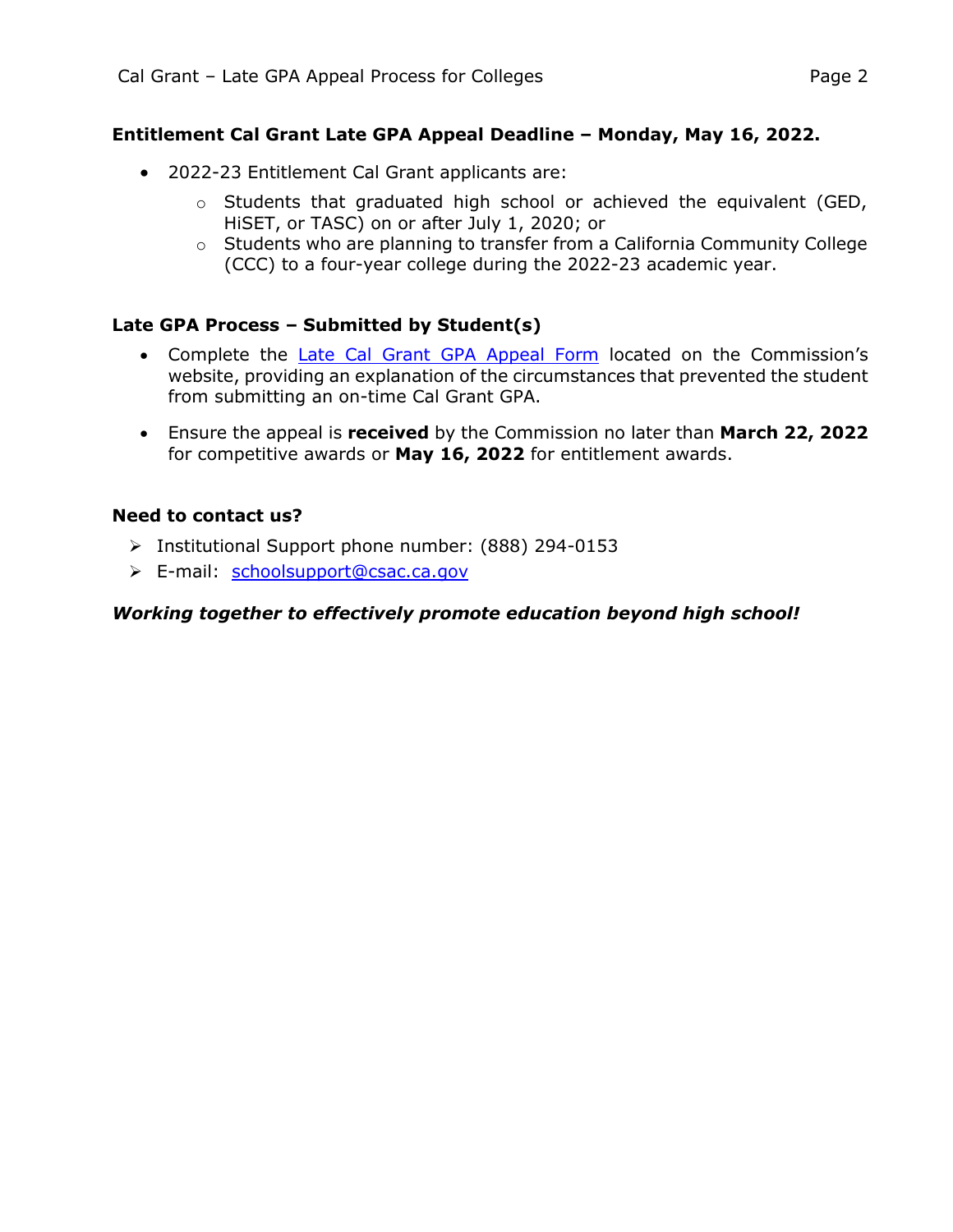**Entitlement Cal Grant Late GPA Appeal Deadline – Monday, May 16, 2022.**

- 2022-23 Entitlement Cal Grant applicants are:
  - Students that graduated high school or achieved the equivalent (GED, HiSET, or TASC) on or after July 1, 2020; or
  - Students who are planning to transfer from a California Community College (CCC) to a four-year college during the 2022-23 academic year.

**Late GPA Process – Submitted by Student(s)**

- Complete the Late Cal Grant GPA Appeal Form located on the Commission's website, providing an explanation of the circumstances that prevented the student from submitting an on-time Cal Grant GPA.
- Ensure the appeal is **received** by the Commission no later than **March 22, 2022** for competitive awards or **May 16, 2022** for entitlement awards.

**Need to contact us?**

- Institutional Support phone number: (888) 294-0153
- E-mail: schoolsupport@csac.ca.gov

***Working together to effectively promote education beyond high school!***